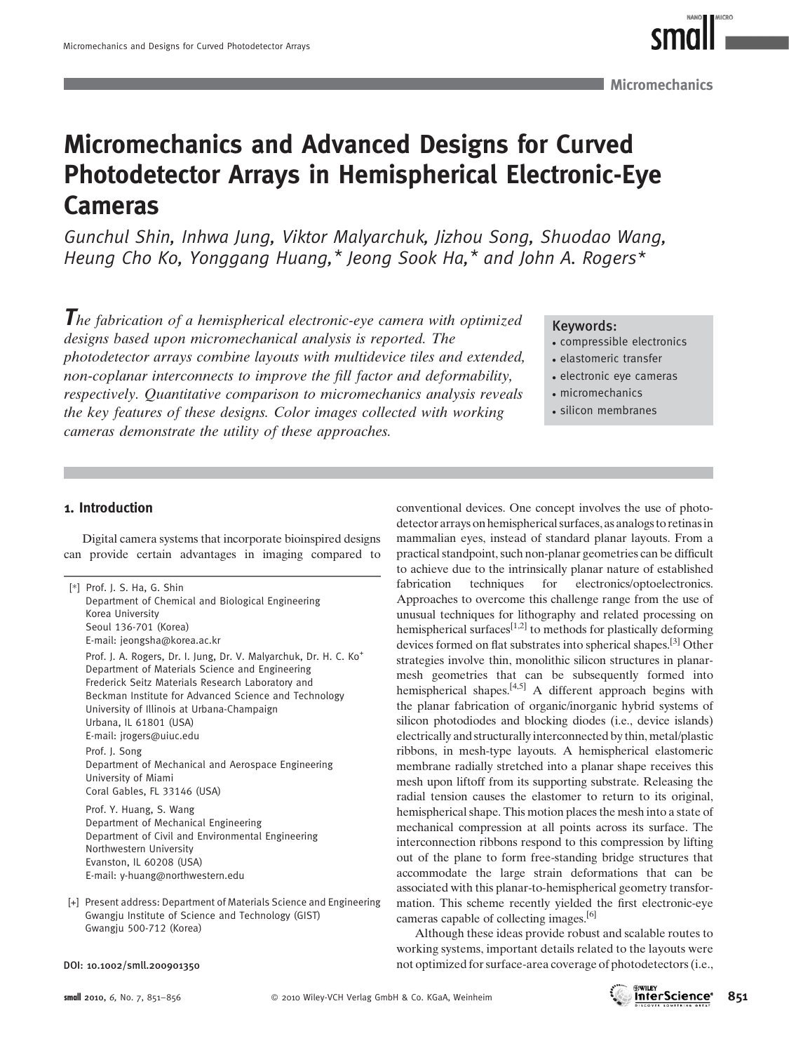**Micromechanics**

# Micromechanics and Advanced Designs for Curved Photodetector Arrays in Hemispherical Electronic-Eye Cameras

*Gunchul Shin, Inhwa Jung, Viktor Malyarchuk, Jizhou Song, Shuodao Wang, Heung Cho Ko, Yonggang Huang,\* Jeong Sook Ha,\* and John A. Rogers\**

*The fabrication of a hemispherical electronic-eye camera with optimized designs based upon micromechanical analysis is reported. The photodetector arrays combine layouts with multidevice tiles and extended, non-coplanar interconnects to improve the fill factor and deformability, respectively. Quantitative comparison to micromechanics analysis reveals the key features of these designs. Color images collected with working cameras demonstrate the utility of these approaches.*

**Keywords:**
- compressible electronics
- elastomeric transfer
- electronic eye cameras
- micromechanics
- silicon membranes

## 1. Introduction

Digital camera systems that incorporate bioinspired designs can provide certain advantages in imaging compared to conventional devices. One concept involves the use of photodetector arrays on hemispherical surfaces, as analogs to retinas in mammalian eyes, instead of standard planar layouts. From a practical standpoint, such non-planar geometries can be difficult to achieve due to the intrinsically planar nature of established fabrication techniques for electronics/optoelectronics. Approaches to overcome this challenge range from the use of unusual techniques for lithography and related processing on hemispherical surfaces[1,2] to methods for plastically deforming devices formed on flat substrates into spherical shapes.[3] Other strategies involve thin, monolithic silicon structures in planar-mesh geometries that can be subsequently formed into hemispherical shapes.[4,5] A different approach begins with the planar fabrication of organic/inorganic hybrid systems of silicon photodiodes and blocking diodes (i.e., device islands) electrically and structurally interconnected by thin, metal/plastic ribbons, in mesh-type layouts. A hemispherical elastomeric membrane radially stretched into a planar shape receives this mesh upon liftoff from its supporting substrate. Releasing the radial tension causes the elastomer to return to its original, hemispherical shape. This motion places the mesh into a state of mechanical compression at all points across its surface. The interconnection ribbons respond to this compression by lifting out of the plane to form free-standing bridge structures that accommodate the large strain deformations that can be associated with this planar-to-hemispherical geometry transformation. This scheme recently yielded the first electronic-eye cameras capable of collecting images.[6]

Although these ideas provide robust and scalable routes to working systems, important details related to the layouts were not optimized for surface-area coverage of photodetectors (i.e.,

[\*] Prof. J. S. Ha, G. Shin
Department of Chemical and Biological Engineering
Korea University
Seoul 136-701 (Korea)
E-mail: jeongsha@korea.ac.kr

Prof. J. A. Rogers, Dr. I. Jung, Dr. V. Malyarchuk, Dr. H. C. Ko[+]
Department of Materials Science and Engineering
Frederick Seitz Materials Research Laboratory and
Beckman Institute for Advanced Science and Technology
University of Illinois at Urbana-Champaign
Urbana, IL 61801 (USA)
E-mail: jrogers@uiuc.edu

Prof. J. Song
Department of Mechanical and Aerospace Engineering
University of Miami
Coral Gables, FL 33146 (USA)

Prof. Y. Huang, S. Wang
Department of Mechanical Engineering
Department of Civil and Environmental Engineering
Northwestern University
Evanston, IL 60208 (USA)
E-mail: y-huang@northwestern.edu

[+] Present address: Department of Materials Science and Engineering
Gwangju Institute of Science and Technology (GIST)
Gwangju 500-712 (Korea)

DOI: 10.1002/smll.200901350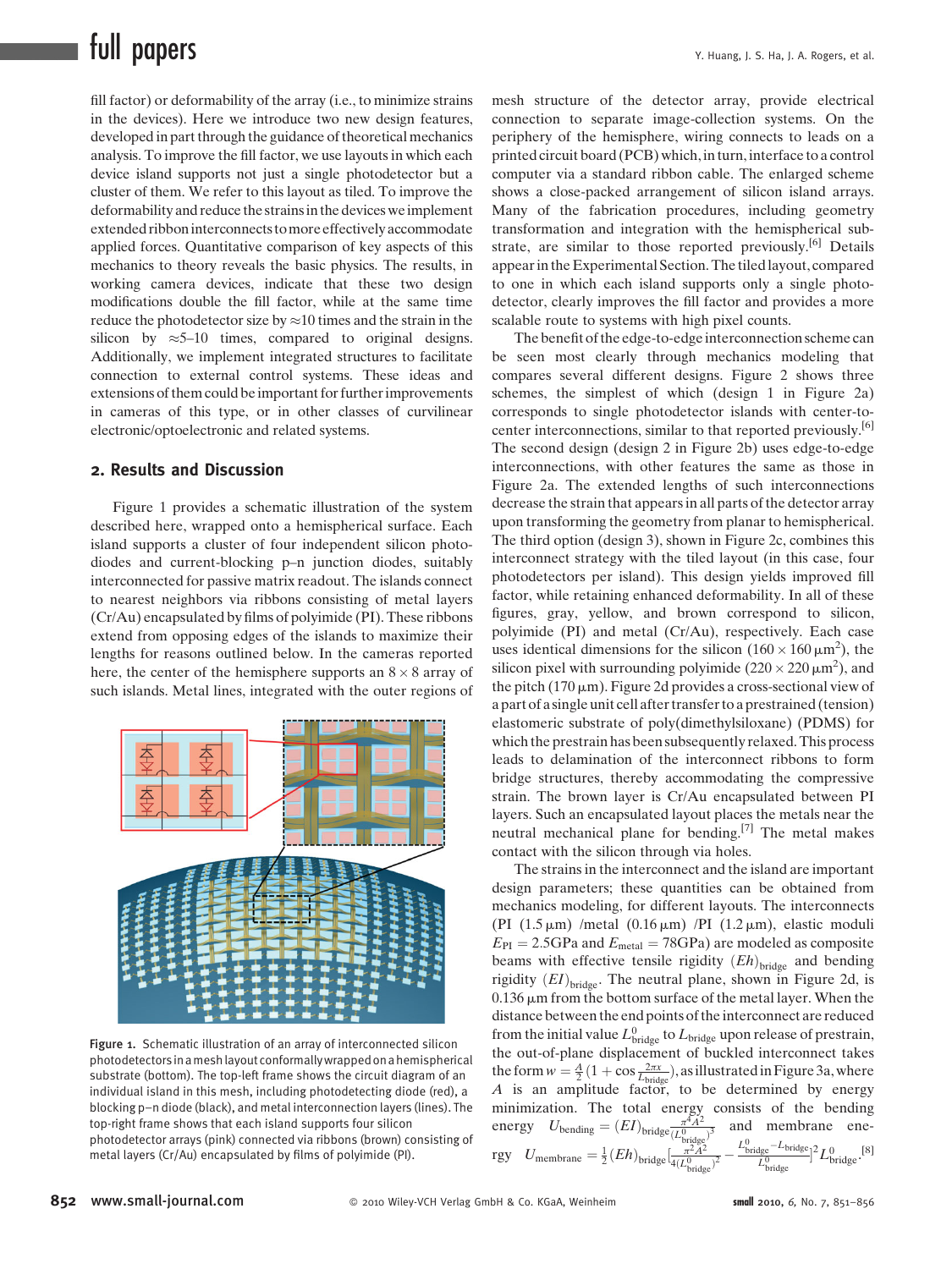fill factor) or deformability of the array (i.e., to minimize strains in the devices). Here we introduce two new design features, developed in part through the guidance of theoretical mechanics analysis. To improve the fill factor, we use layouts in which each device island supports not just a single photodetector but a cluster of them. We refer to this layout as tiled. To improve the deformability and reduce the strains in the devices we implement extended ribbon interconnects to more effectively accommodate applied forces. Quantitative comparison of key aspects of this mechanics to theory reveals the basic physics. The results, in working camera devices, indicate that these two design modifications double the fill factor, while at the same time reduce the photodetector size by ≈10 times and the strain in the silicon by ≈5–10 times, compared to original designs. Additionally, we implement integrated structures to facilitate connection to external control systems. These ideas and extensions of them could be important for further improvements in cameras of this type, or in other classes of curvilinear electronic/optoelectronic and related systems.

## 2. Results and Discussion

Figure 1 provides a schematic illustration of the system described here, wrapped onto a hemispherical surface. Each island supports a cluster of four independent silicon photodiodes and current-blocking p–n junction diodes, suitably interconnected for passive matrix readout. The islands connect to nearest neighbors via ribbons consisting of metal layers (Cr/Au) encapsulated by films of polyimide (PI). These ribbons extend from opposing edges of the islands to maximize their lengths for reasons outlined below. In the cameras reported here, the center of the hemisphere supports an $8 \times 8$ array of such islands. Metal lines, integrated with the outer regions of

Figure 1. Schematic illustration of an array of interconnected silicon photodetectors in a mesh layout conformally wrapped on a hemispherical substrate (bottom). The top-left frame shows the circuit diagram of an individual island in this mesh, including photodetecting diode (red), a blocking p–n diode (black), and metal interconnection layers (lines). The top-right frame shows that each island supports four silicon photodetector arrays (pink) connected via ribbons (brown) consisting of metal layers of Cr/Au encapsulated by films of polyimide (PI).

mesh structure of the detector array, provide electrical connection to separate image-collection systems. On the periphery of the hemisphere, wiring connects to leads on a printed circuit board (PCB) which, in turn, interface to a control computer via a standard ribbon cable. The enlarged scheme shows a close-packed arrangement of silicon island arrays. Many of the fabrication procedures, including geometry transformation and integration with the hemispherical substrate, are similar to those reported previously.[6] Details appear in the Experimental Section. The tiled layout, compared to one in which each island supports only a single photodetector, clearly improves the fill factor and provides a more scalable route to systems with high pixel counts.

The benefit of the edge-to-edge interconnection scheme can be seen most clearly through mechanics modeling that compares several different designs. Figure 2 shows three schemes, the simplest of which (design 1 in Figure 2a) corresponds to single photodetector islands with center-to-center interconnections, similar to that reported previously.[6] The second design (design 2 in Figure 2b) uses edge-to-edge interconnections, with other features the same as those in Figure 2a. The extended lengths of such interconnections decrease the strain that appears in all parts of the detector array upon transforming the geometry from planar to hemispherical. The third option (design 3), shown in Figure 2c, combines this interconnect strategy with the tiled layout (in this case, four photodetectors per island). This design yields improved fill factor, while retaining enhanced deformability. In all of these figures, gray, yellow, and brown correspond to silicon, polyimide (PI) and metal (Cr/Au), respectively. Each case uses identical dimensions for the silicon ($160 \times 160\,\mu m^2$), the silicon pixel with surrounding polyimide ($220 \times 220\,\mu m^2$), and the pitch ($170\,\mu m$). Figure 2d provides a cross-sectional view of a part of a single unit cell after transfer to a prestrained (tension) elastomeric substrate of poly(dimethylsiloxane) (PDMS) for which the prestrain has been subsequently relaxed. This process leads to delamination of the interconnect ribbons to form bridge structures, thereby accommodating the compressive strain. The brown layer is Cr/Au encapsulated between PI layers. Such an encapsulated layout places the metals near the neutral mechanical plane for bending.[7] The metal makes contact with the silicon through via holes.

The strains in the interconnect and the island are important design parameters; these quantities can be obtained from mechanics modeling, for different layouts. The interconnects (PI ($1.5\,\mu m$) /metal ($0.16\,\mu m$) /PI ($1.2\,\mu m$), elastic moduli $E_{PI} = 2.5$GPa and $E_{metal} = 78$GPa) are modeled as composite beams with effective tensile rigidity $(Eh)_{bridge}$ and bending rigidity $(EI)_{bridge}$. The neutral plane, shown in Figure 2d, is $0.136\,\mu m$ from the bottom surface of the metal layer. When the distance between the end points of the interconnect are reduced from the initial value $L^0_{bridge}$ to $L_{bridge}$ upon release of prestrain, the out-of-plane displacement of buckled interconnect takes the form $w = \frac{A}{2}\left(1 + \cos\frac{2\pi x}{L_{bridge}}\right)$, as illustrated in Figure 3a, where $A$ is an amplitude factor, to be determined by energy minimization. The total energy consists of the bending energy $U_{bending} = (EI)_{bridge}\frac{\pi^4 A^2}{(L^0_{bridge})^3}$ and membrane energy $U_{membrane} = \frac{1}{2}(Eh)_{bridge}\left[\frac{\pi^2 A^2}{4(L^0_{bridge})^2} - \frac{L^0_{bridge} - L_{bridge}}{L^0_{bridge}}\right]^2 L^0_{bridge}$.[8]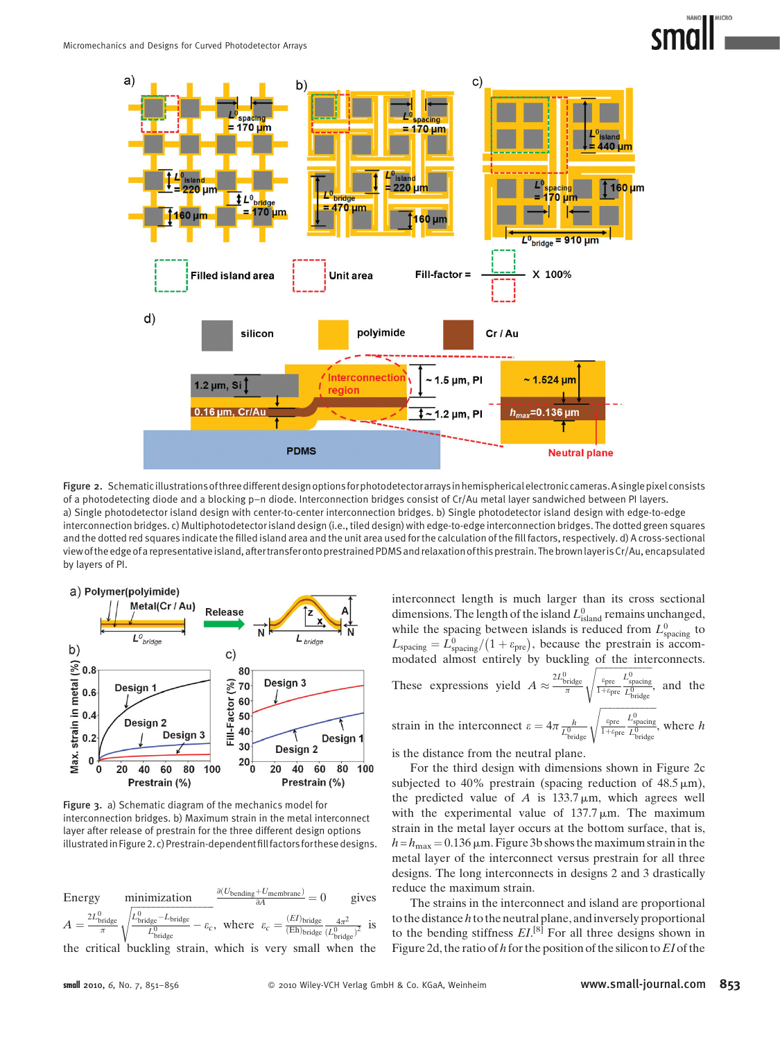Figure 2. Schematic illustrations of three different design options for photodetector arrays in hemispherical electronic cameras. A single pixel consists of a photodetecting diode and a blocking p–n diode. Interconnection bridges consist of Cr/Au metal layer sandwiched between PI layers. a) Single photodetector island design with center-to-center interconnection bridges. b) Single photodetector island design with edge-to-edge interconnection bridges. c) Multiphotodetector island design (i.e., tiled design) with edge-to-edge interconnection bridges. The dotted green squares and the dotted red squares indicate the filled island area and the unit area used for the calculation of the fill factors, respectively. d) A cross-sectional view of the edge of a representative island, after transfer onto prestrained PDMS and relaxation of this prestrain. The brown layer is Cr/Au, encapsulated by layers of PI.

Figure 3. a) Schematic diagram of the mechanics model for interconnection bridges. b) Maximum strain in the metal interconnect layer after release of prestrain for the three different design options illustrated in Figure 2. c) Prestrain-dependent fill factors for these designs.

Energy minimization $\frac{\partial(U_{\text{bending}}+U_{\text{membrane}})}{\partial A}=0$ gives $A=\frac{2L^0_{\text{bridge}}}{\pi}\sqrt{\frac{L^0_{\text{bridge}}-L_{\text{bridge}}}{L^0_{\text{bridge}}}-\varepsilon_c}$, where $\varepsilon_c=\frac{(EI)_{\text{bridge}}}{(\text{Eh})_{\text{bridge}}}\frac{4\pi^2}{(L^0_{\text{bridge}})^2}$ is the critical buckling strain, which is very small when the interconnect length is much larger than its cross sectional dimensions. The length of the island $L^0_{\text{island}}$ remains unchanged, while the spacing between islands is reduced from $L^0_{\text{spacing}}$ to $L_{\text{spacing}}=L^0_{\text{spacing}}/(1+\varepsilon_{\text{pre}})$, because the prestrain is accommodated almost entirely by buckling of the interconnects. These expressions yield $A\approx\frac{2L^0_{\text{bridge}}}{\pi}\sqrt{\frac{\varepsilon_{\text{pre}}}{1+\varepsilon_{\text{pre}}}\frac{L^0_{\text{spacing}}}{L^0_{\text{bridge}}}}$, and the strain in the interconnect $\varepsilon=4\pi\frac{h}{L^0_{\text{bridge}}}\sqrt{\frac{\varepsilon_{\text{pre}}}{1+\varepsilon_{\text{pre}}}\frac{L^0_{\text{spacing}}}{L^0_{\text{bridge}}}}$, where $h$ is the distance from the neutral plane.

For the third design with dimensions shown in Figure 2c subjected to 40% prestrain (spacing reduction of 48.5 μm), the predicted value of $A$ is 133.7 μm, which agrees well with the experimental value of 137.7 μm. The maximum strain in the metal layer occurs at the bottom surface, that is, $h=h_{\text{max}}=0.136$ μm. Figure 3b shows the maximum strain in the metal layer of the interconnect versus prestrain for all three designs. The long interconnects in designs 2 and 3 drastically reduce the maximum strain.

The strains in the interconnect and island are proportional to the distance $h$ to the neutral plane, and inversely proportional to the bending stiffness $EI$.[8] For all three designs shown in Figure 2d, the ratio of $h$ for the position of the silicon to $EI$ of the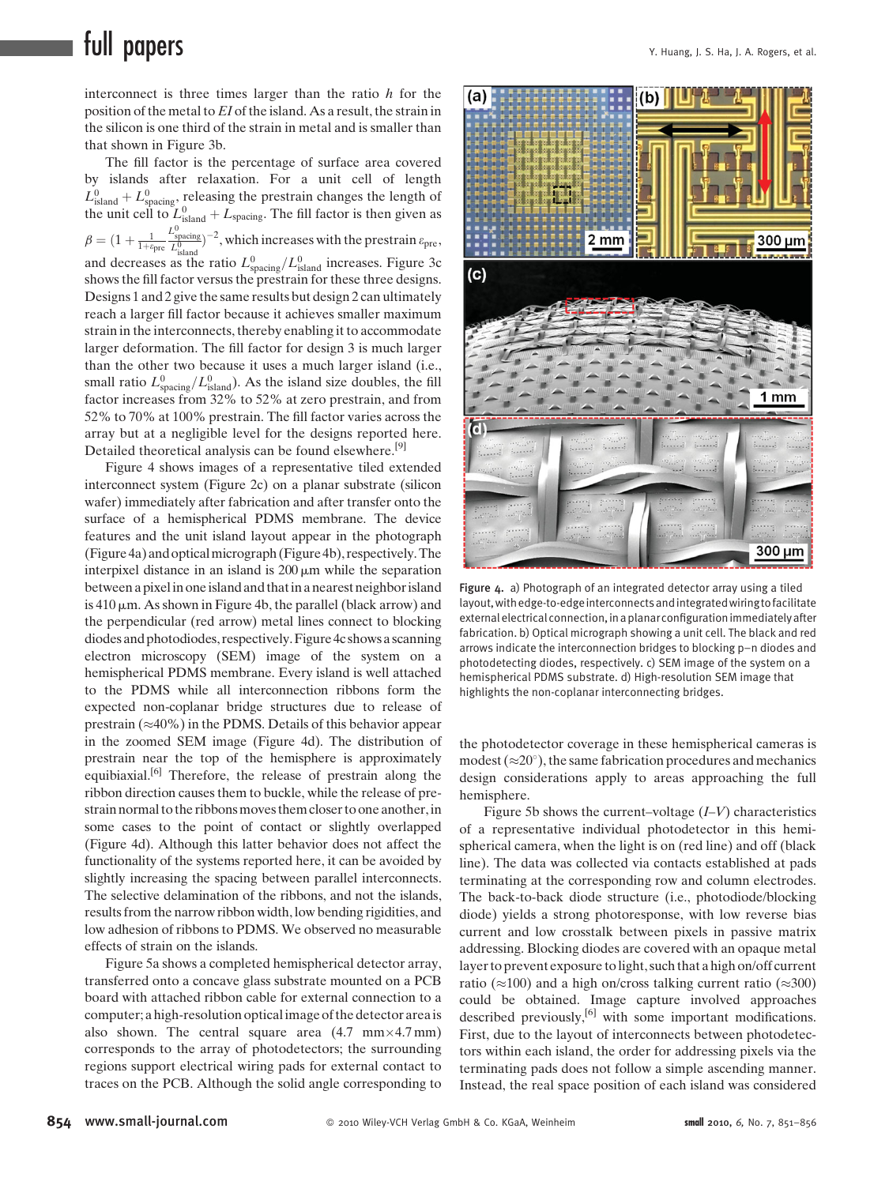interconnect is three times larger than the ratio $h$ for the position of the metal to $EI$ of the island. As a result, the strain in the silicon is one third of the strain in metal and is smaller than that shown in Figure 3b.

The fill factor is the percentage of surface area covered by islands after relaxation. For a unit cell of length $L^0_{\text{island}} + L^0_{\text{spacing}}$, releasing the prestrain changes the length of the unit cell to $L^0_{\text{island}} + L_{\text{spacing}}$. The fill factor is then given as $\beta = \left(1 + \frac{1}{1+\varepsilon_{\text{pre}}} \frac{L^0_{\text{spacing}}}{L^0_{\text{island}}}\right)^{-2}$, which increases with the prestrain $\varepsilon_{\text{pre}}$, and decreases as the ratio $L^0_{\text{spacing}}/L^0_{\text{island}}$ increases. Figure 3c shows the fill factor versus the prestrain for these three designs. Designs 1 and 2 give the same results but design 2 can ultimately reach a larger fill factor because it achieves smaller maximum strain in the interconnects, thereby enabling it to accommodate larger deformation. The fill factor for design 3 is much larger than the other two because it uses a much larger island (i.e., small ratio $L^0_{\text{spacing}}/L^0_{\text{island}}$). As the island size doubles, the fill factor increases from 32% to 52% at zero prestrain, and from 52% to 70% at 100% prestrain. The fill factor varies across the array but at a negligible level for the designs reported here. Detailed theoretical analysis can be found elsewhere.[9]

Figure 4 shows images of a representative tiled extended interconnect system (Figure 2c) on a planar substrate (silicon wafer) immediately after fabrication and after transfer onto the surface of a hemispherical PDMS membrane. The device features and the unit island layout appear in the photograph (Figure 4a) and optical micrograph (Figure 4b), respectively. The interpixel distance in an island is 200 μm while the separation between a pixel in one island and that in a nearest neighbor island is 410 μm. As shown in Figure 4b, the parallel (black arrow) and the perpendicular (red arrow) metal lines connect to blocking diodes and photodiodes, respectively. Figure 4c shows a scanning electron microscopy (SEM) image of the system on a hemispherical PDMS membrane. Every island is well attached to the PDMS while all interconnection ribbons form the expected non-coplanar bridge structures due to release of prestrain (≈40%) in the PDMS. Details of this behavior appear in the zoomed SEM image (Figure 4d). The distribution of prestrain near the top of the hemisphere is approximately equibiaxial.[6] Therefore, the release of prestrain along the ribbon direction causes them to buckle, while the release of prestrain normal to the ribbons moves them closer to one another, in some cases to the point of contact or slightly overlapped (Figure 4d). Although this latter behavior does not affect the functionality of the systems reported here, it can be avoided by slightly increasing the spacing between parallel interconnects. The selective delamination of the ribbons, and not the islands, results from the narrow ribbon width, low bending rigidities, and low adhesion of ribbons to PDMS. We observed no measurable effects of strain on the islands.

Figure 4. a) Photograph of an integrated detector array using a tiled layout, with edge-to-edge interconnects and integrated wiring to facilitate external electrical connection, in a planar configuration immediately after fabrication. b) Optical micrograph showing a unit cell. The black and red arrows indicate the interconnection bridges to blocking p–n diodes and photodetecting diodes, respectively. c) SEM image of the system on a hemispherical PDMS substrate. d) High-resolution SEM image that highlights the non-coplanar interconnecting bridges.

Figure 5a shows a completed hemispherical detector array, transferred onto a concave glass substrate mounted on a PCB board with attached ribbon cable for external connection to a computer; a high-resolution optical image of the detector area is also shown. The central square area (4.7 mm×4.7 mm) corresponds to the array of photodetectors; the surrounding regions support electrical wiring pads for external contact to traces on the PCB. Although the solid angle corresponding to the photodetector coverage in these hemispherical cameras is modest (≈20°), the same fabrication procedures and mechanics design considerations apply to areas approaching the full hemisphere.

Figure 5b shows the current–voltage ($I$–$V$) characteristics of a representative individual photodetector in this hemispherical camera, when the light is on (red line) and off (black line). The data was collected via contacts established at pads terminating at the corresponding row and column electrodes. The back-to-back diode structure (i.e., photodiode/blocking diode) yields a strong photoresponse, with low reverse bias current and low crosstalk between pixels in passive matrix addressing. Blocking diodes are covered with an opaque metal layer to prevent exposure to light, such that a high on/off current ratio (≈100) and a high on/cross talking current ratio (≈300) could be obtained. Image capture involved approaches described previously,[6] with some important modifications. First, due to the layout of interconnects between photodetectors within each island, the order for addressing pixels via the terminating pads does not follow a simple ascending manner. Instead, the real space position of each island was considered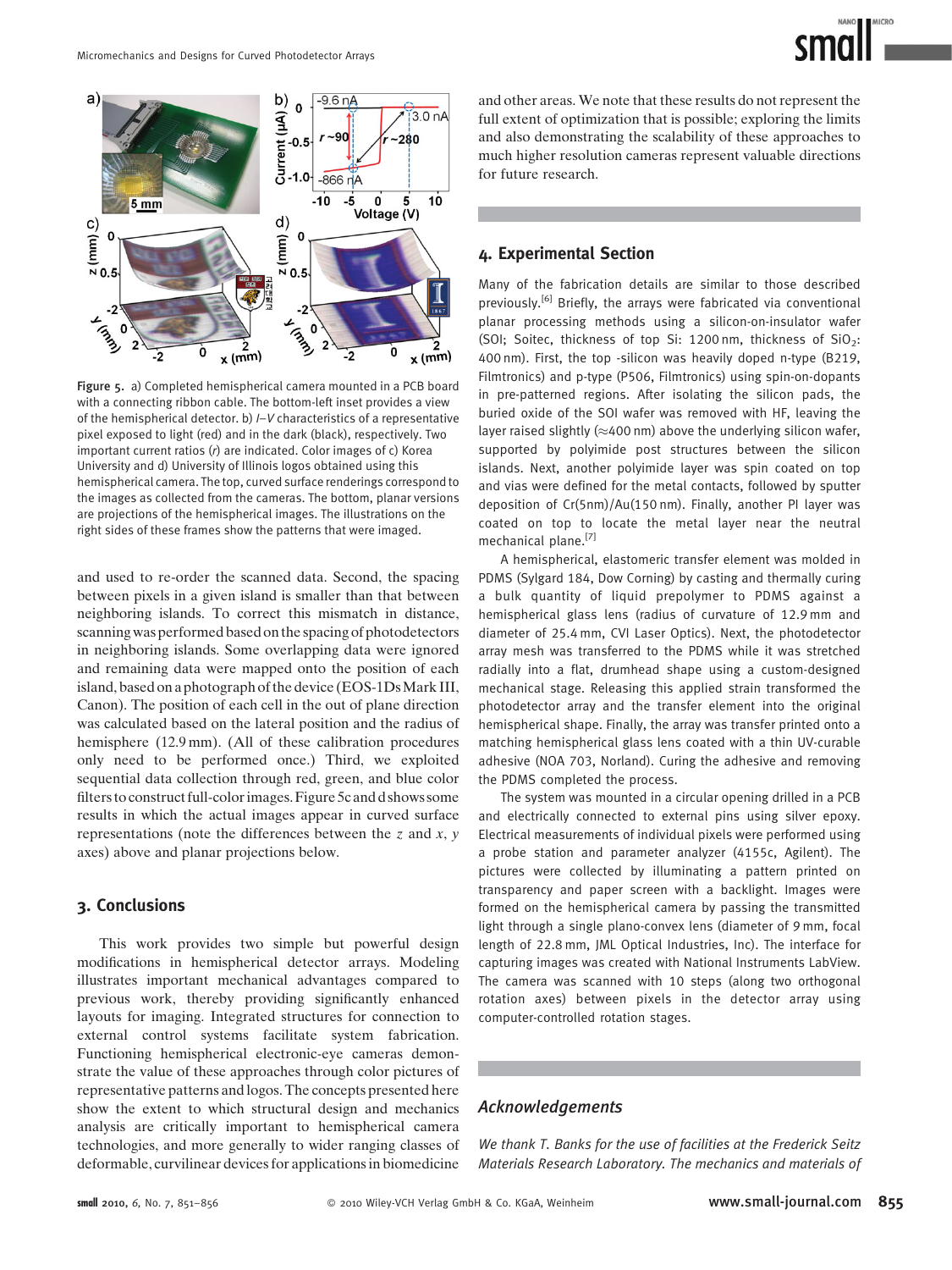Figure 5. a) Completed hemispherical camera mounted in a PCB board with a connecting ribbon cable. The bottom-left inset provides a view of the hemispherical detector. b) $I$–$V$ characteristics of a representative pixel exposed to light (red) and in the dark (black), respectively. Two important current ratios ($r$) are indicated. Color images of c) Korea University and d) University of Illinois logos obtained using this hemispherical camera. The top, curved surface renderings correspond to the images as collected from the cameras. The bottom, planar versions are projections of the hemispherical images. The illustrations on the right sides of these frames show the patterns that were imaged.

and used to re-order the scanned data. Second, the spacing between pixels in a given island is smaller than that between neighboring islands. To correct this mismatch in distance, scanning was performed based on the spacing of photodetectors in neighboring islands. Some overlapping data were ignored and remaining data were mapped onto the position of each island, based on a photograph of the device (EOS-1Ds Mark III, Canon). The position of each cell in the out of plane direction was calculated based on the lateral position and the radius of hemisphere (12.9 mm). (All of these calibration procedures only need to be performed once.) Third, we exploited sequential data collection through red, green, and blue color filters to construct full-color images. Figure 5c and d shows some results in which the actual images appear in curved surface representations (note the differences between the $z$ and $x$, $y$ axes) above and planar projections below.

## 3. Conclusions

This work provides two simple but powerful design modifications in hemispherical detector arrays. Modeling illustrates important mechanical advantages compared to previous work, thereby providing significantly enhanced layouts for imaging. Integrated structures for connection to external control systems facilitate system fabrication. Functioning hemispherical electronic-eye cameras demonstrate the value of these approaches through color pictures of representative patterns and logos. The concepts presented here show the extent to which structural design and mechanics analysis are critically important to hemispherical camera technologies, and more generally to wider ranging classes of deformable, curvilinear devices for applications in biomedicine and other areas. We note that these results do not represent the full extent of optimization that is possible; exploring the limits and also demonstrating the scalability of these approaches to much higher resolution cameras represent valuable directions for future research.

## 4. Experimental Section

Many of the fabrication details are similar to those described previously.[6] Briefly, the arrays were fabricated via conventional planar processing methods using a silicon-on-insulator wafer (SOI; Soitec, thickness of top Si: 1200 nm, thickness of $SiO_2$: 400 nm). First, the top -silicon was heavily doped n-type (B219, Filmtronics) and p-type (P506, Filmtronics) using spin-on-dopants in pre-patterned regions. After isolating the silicon pads, the buried oxide of the SOI wafer was removed with HF, leaving the layer raised slightly (≈400 nm) above the underlying silicon wafer, supported by polyimide post structures between the silicon islands. Next, another polyimide layer was spin coated on top and vias were defined for the metal contacts, followed by sputter deposition of Cr(5nm)/Au(150 nm). Finally, another PI layer was coated on top to locate the metal layer near the neutral mechanical plane.[7]

A hemispherical, elastomeric transfer element was molded in PDMS (Sylgard 184, Dow Corning) by casting and thermally curing a bulk quantity of liquid prepolymer to PDMS against a hemispherical glass lens (radius of curvature of 12.9 mm and diameter of 25.4 mm, CVI Laser Optics). Next, the photodetector array mesh was transferred to the PDMS while it was stretched radially into a flat, drumhead shape using a custom-designed mechanical stage. Releasing this applied strain transformed the photodetector array and the transfer element into the original hemispherical shape. Finally, the array was transfer printed onto a matching hemispherical glass lens coated with a thin UV-curable adhesive (NOA 703, Norland). Curing the adhesive and removing the PDMS completed the process.

The system was mounted in a circular opening drilled in a PCB and electrically connected to external pins using silver epoxy. Electrical measurements of individual pixels were performed using a probe station and parameter analyzer (4155c, Agilent). The pictures were collected by illuminating a pattern printed on transparency and paper screen with a backlight. Images were formed on the hemispherical camera by passing the transmitted light through a single plano-convex lens (diameter of 9 mm, focal length of 22.8 mm, JML Optical Industries, Inc). The interface for capturing images was created with National Instruments LabView. The camera was scanned with 10 steps (along two orthogonal rotation axes) between pixels in the detector array using computer-controlled rotation stages.

## Acknowledgements

*We thank T. Banks for the use of facilities at the Frederick Seitz Materials Research Laboratory. The mechanics and materials of*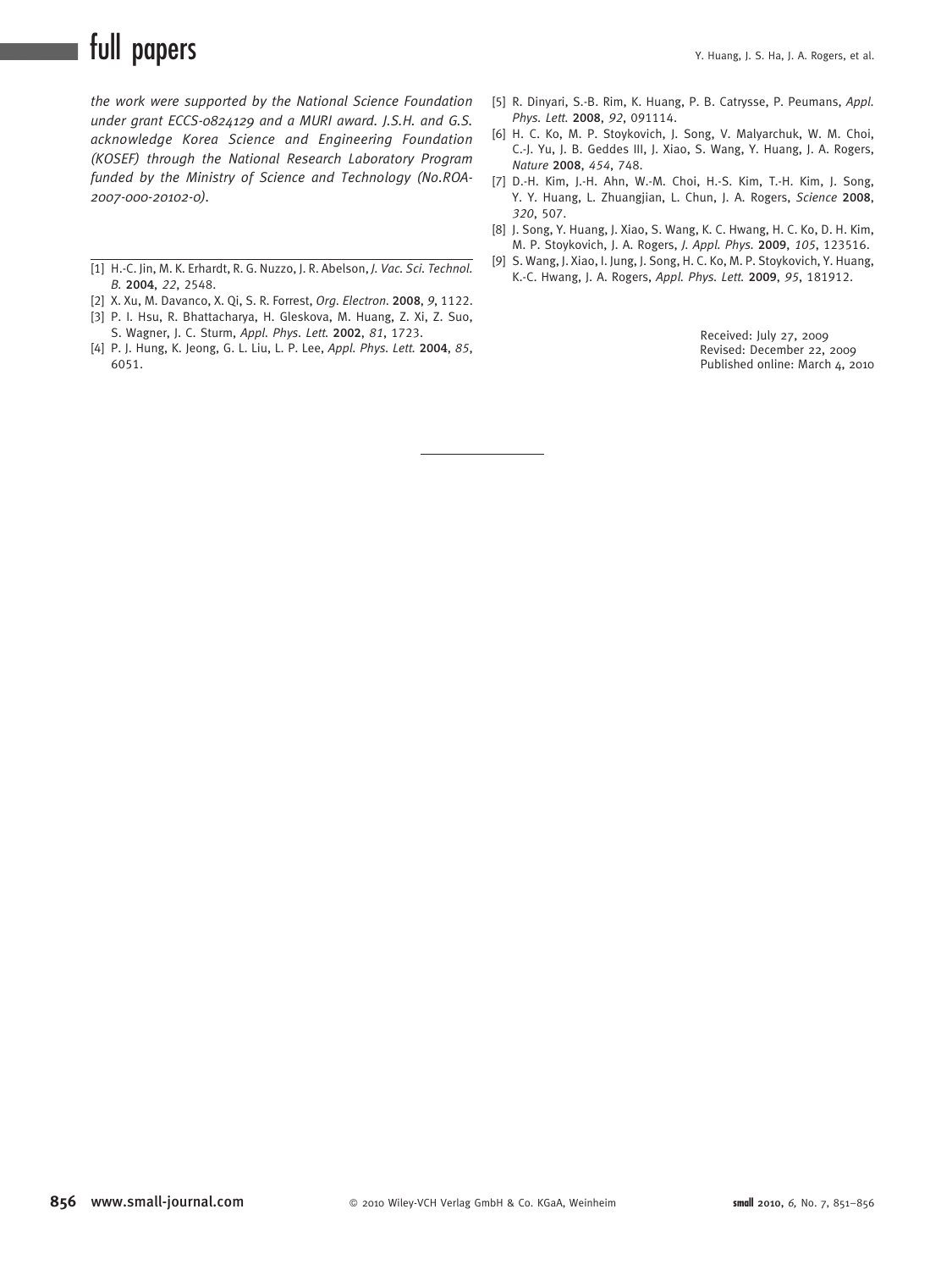*the work were supported by the National Science Foundation under grant ECCS-0824129 and a MURI award. J.S.H. and G.S. acknowledge Korea Science and Engineering Foundation (KOSEF) through the National Research Laboratory Program funded by the Ministry of Science and Technology (No.ROA-2007-000-20102-0).*

[1] H.-C. Jin, M. K. Erhardt, R. G. Nuzzo, J. R. Abelson, *J. Vac. Sci. Technol. B.* **2004**, *22*, 2548.

[2] X. Xu, M. Davanco, X. Qi, S. R. Forrest, *Org. Electron.* **2008**, *9*, 1122.

[3] P. I. Hsu, R. Bhattacharya, H. Gleskova, M. Huang, Z. Xi, Z. Suo, S. Wagner, J. C. Sturm, *Appl. Phys. Lett.* **2002**, *81*, 1723.

[4] P. J. Hung, K. Jeong, G. L. Liu, L. P. Lee, *Appl. Phys. Lett.* **2004**, *85*, 6051.

[5] R. Dinyari, S.-B. Rim, K. Huang, P. B. Catrysse, P. Peumans, *Appl. Phys. Lett.* **2008**, *92*, 091114.

[6] H. C. Ko, M. P. Stoykovich, J. Song, V. Malyarchuk, W. M. Choi, C.-J. Yu, J. B. Geddes III, J. Xiao, S. Wang, Y. Huang, J. A. Rogers, *Nature* **2008**, *454*, 748.

[7] D.-H. Kim, J.-H. Ahn, W.-M. Choi, H.-S. Kim, T.-H. Kim, J. Song, Y. Y. Huang, L. Zhuangjian, L. Chun, J. A. Rogers, *Science* **2008**, *320*, 507.

[8] J. Song, Y. Huang, J. Xiao, S. Wang, K. C. Hwang, H. C. Ko, D. H. Kim, M. P. Stoykovich, J. A. Rogers, *J. Appl. Phys.* **2009**, *105*, 123516.

[9] S. Wang, J. Xiao, I. Jung, J. Song, H. C. Ko, M. P. Stoykovich, Y. Huang, K.-C. Hwang, J. A. Rogers, *Appl. Phys. Lett.* **2009**, *95*, 181912.

Received: July 27, 2009
Revised: December 22, 2009
Published online: March 4, 2010